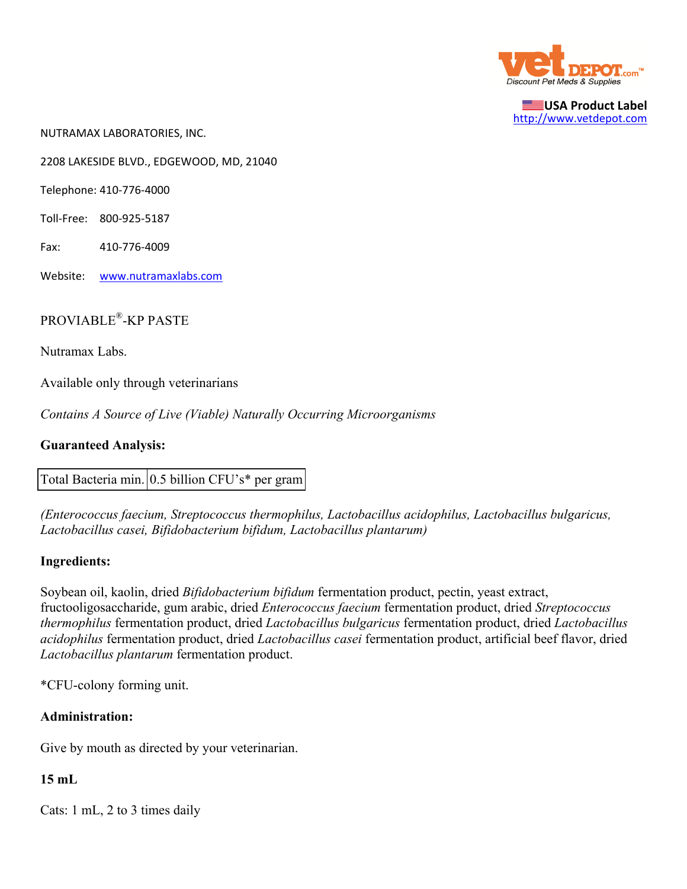USA Product Label
http://www.vetdepot.com

NUTRAMAX LABORATORIES, INC.

2208 LAKESIDE BLVD., EDGEWOOD, MD, 21040

Telephone: 410-776-4000

Toll-Free: 800-925-5187

Fax: 410-776-4009

Website: www.nutramaxlabs.com

# PROVIABLE®-KP PASTE

Nutramax Labs.

Available only through veterinarians

*Contains A Source of Live (Viable) Naturally Occurring Microorganisms*

**Guaranteed Analysis:**

| Total Bacteria min. | 0.5 billion CFU's* per gram |
|---|---|

*(Enterococcus faecium, Streptococcus thermophilus, Lactobacillus acidophilus, Lactobacillus bulgaricus, Lactobacillus casei, Bifidobacterium bifidum, Lactobacillus plantarum)*

**Ingredients:**

Soybean oil, kaolin, dried *Bifidobacterium bifidum* fermentation product, pectin, yeast extract, fructooligosaccharide, gum arabic, dried *Enterococcus faecium* fermentation product, dried *Streptococcus thermophilus* fermentation product, dried *Lactobacillus bulgaricus* fermentation product, dried *Lactobacillus acidophilus* fermentation product, dried *Lactobacillus casei* fermentation product, artificial beef flavor, dried *Lactobacillus plantarum* fermentation product.

*CFU-colony forming unit.

**Administration:**

Give by mouth as directed by your veterinarian.

**15 mL**

Cats: 1 mL, 2 to 3 times daily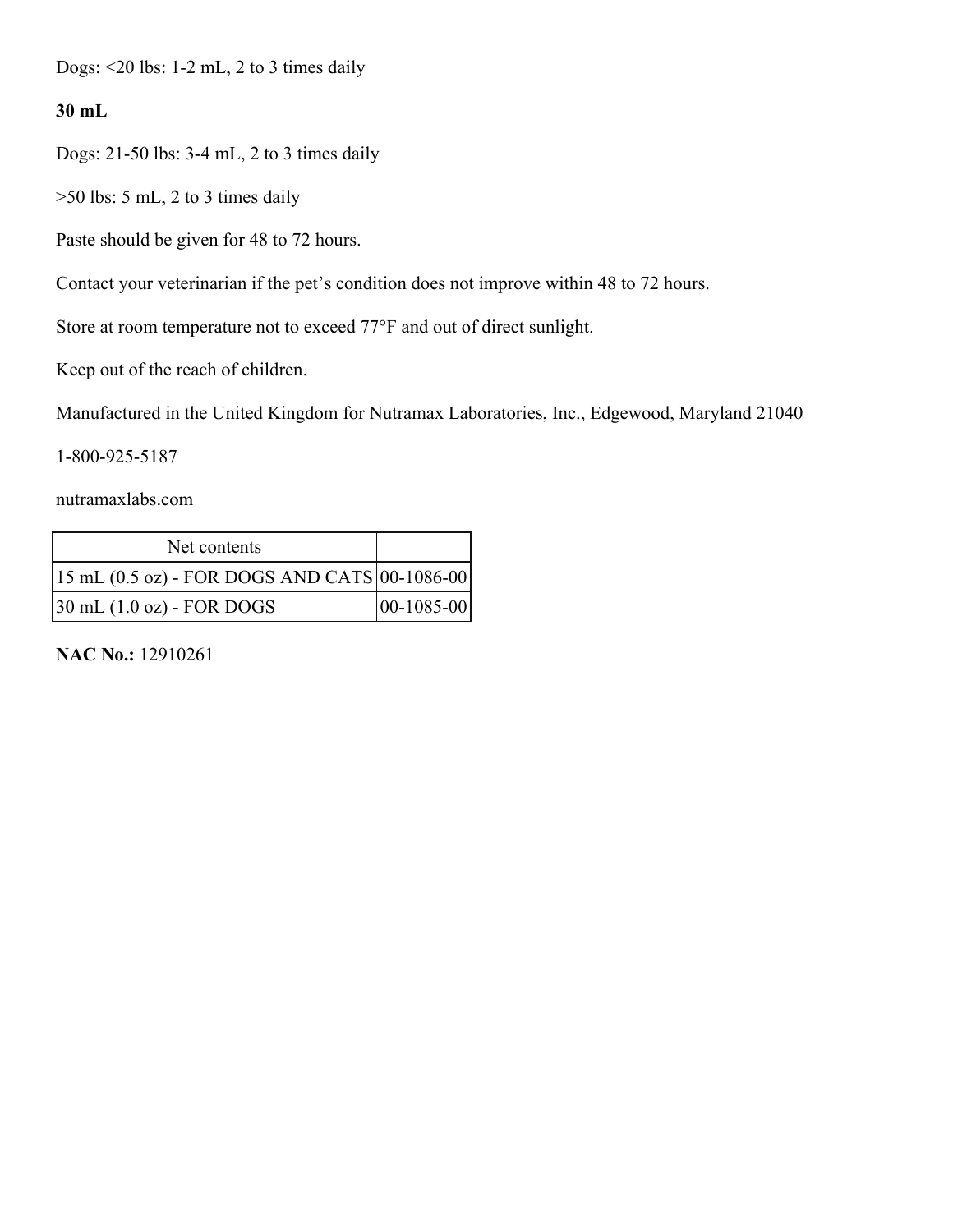Dogs: <20 lbs: 1-2 mL, 2 to 3 times daily

**30 mL**

Dogs: 21-50 lbs: 3-4 mL, 2 to 3 times daily

>50 lbs: 5 mL, 2 to 3 times daily

Paste should be given for 48 to 72 hours.

Contact your veterinarian if the pet's condition does not improve within 48 to 72 hours.

Store at room temperature not to exceed 77°F and out of direct sunlight.

Keep out of the reach of children.

Manufactured in the United Kingdom for Nutramax Laboratories, Inc., Edgewood, Maryland 21040

1-800-925-5187

nutramaxlabs.com

| Net contents | |
|---|---|
| 15 mL (0.5 oz) - FOR DOGS AND CATS | 00-1086-00 |
| 30 mL (1.0 oz) - FOR DOGS | 00-1085-00 |

**NAC No.:** 12910261